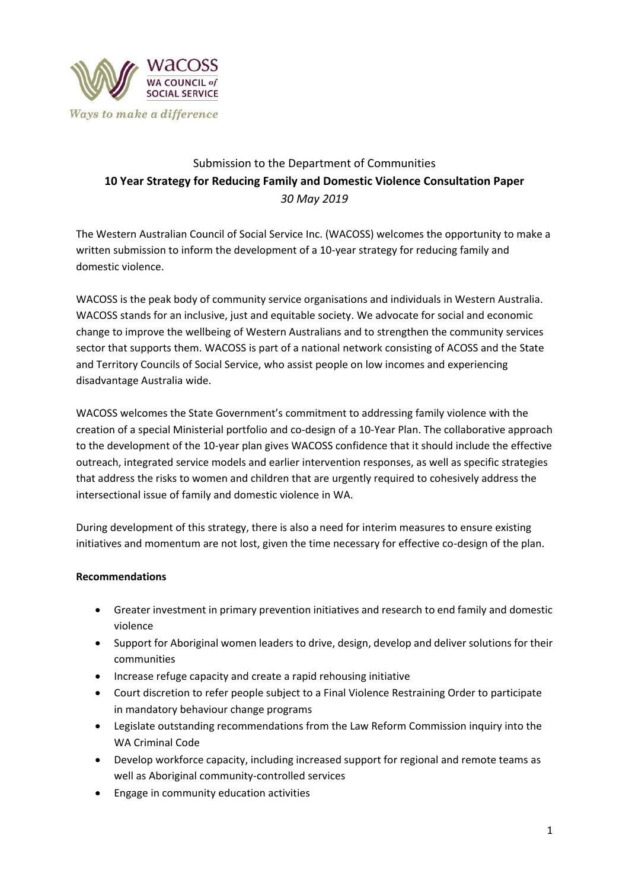wacoss
WA COUNCIL of SOCIAL SERVICE
*Ways to make a difference*

Submission to the Department of Communities

**10 Year Strategy for Reducing Family and Domestic Violence Consultation Paper**

*30 May 2019*

The Western Australian Council of Social Service Inc. (WACOSS) welcomes the opportunity to make a written submission to inform the development of a 10-year strategy for reducing family and domestic violence.

WACOSS is the peak body of community service organisations and individuals in Western Australia. WACOSS stands for an inclusive, just and equitable society. We advocate for social and economic change to improve the wellbeing of Western Australians and to strengthen the community services sector that supports them. WACOSS is part of a national network consisting of ACOSS and the State and Territory Councils of Social Service, who assist people on low incomes and experiencing disadvantage Australia wide.

WACOSS welcomes the State Government's commitment to addressing family violence with the creation of a special Ministerial portfolio and co-design of a 10-Year Plan. The collaborative approach to the development of the 10-year plan gives WACOSS confidence that it should include the effective outreach, integrated service models and earlier intervention responses, as well as specific strategies that address the risks to women and children that are urgently required to cohesively address the intersectional issue of family and domestic violence in WA.

During development of this strategy, there is also a need for interim measures to ensure existing initiatives and momentum are not lost, given the time necessary for effective co-design of the plan.

**Recommendations**

- Greater investment in primary prevention initiatives and research to end family and domestic violence
- Support for Aboriginal women leaders to drive, design, develop and deliver solutions for their communities
- Increase refuge capacity and create a rapid rehousing initiative
- Court discretion to refer people subject to a Final Violence Restraining Order to participate in mandatory behaviour change programs
- Legislate outstanding recommendations from the Law Reform Commission inquiry into the WA Criminal Code
- Develop workforce capacity, including increased support for regional and remote teams as well as Aboriginal community-controlled services
- Engage in community education activities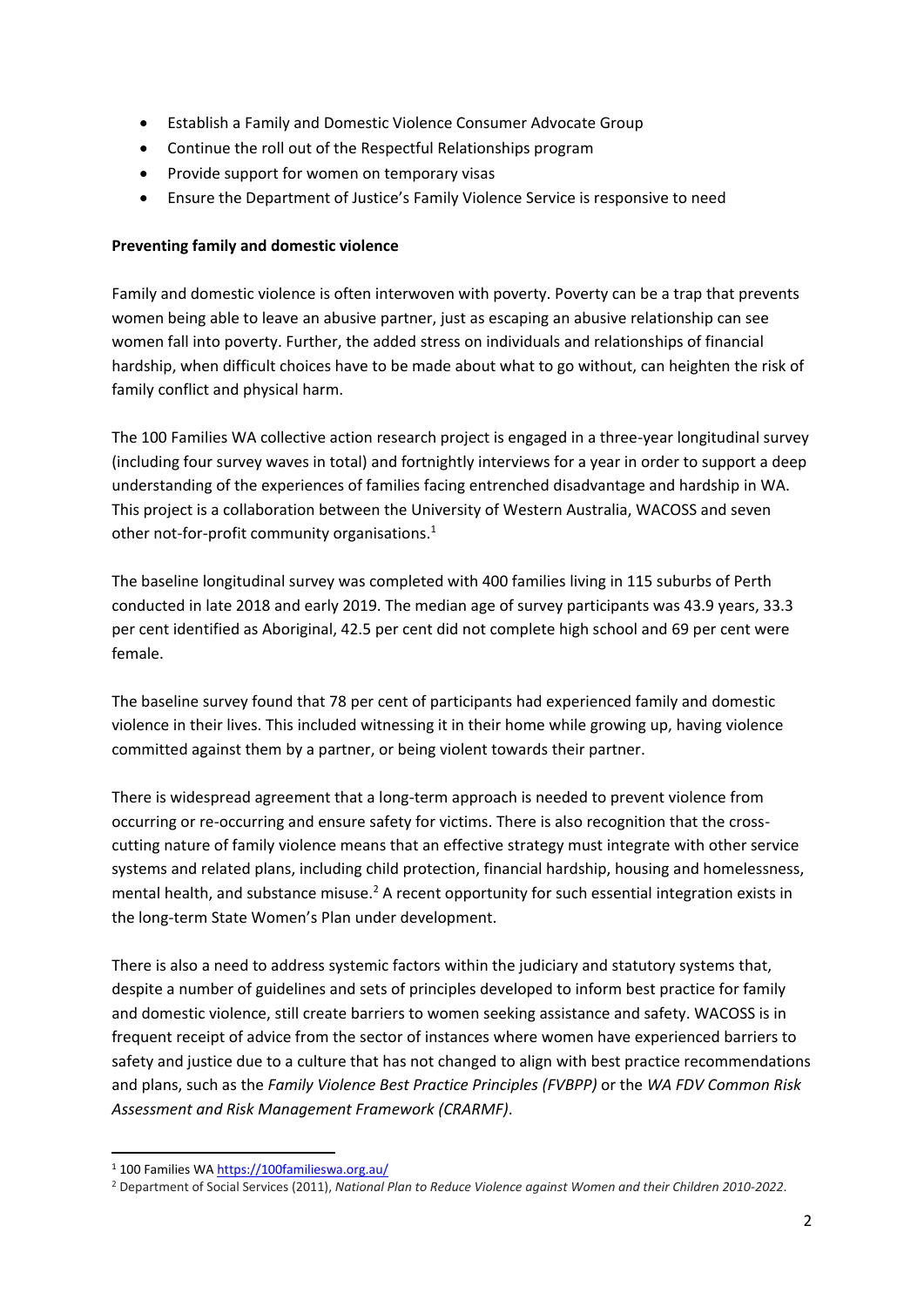- Establish a Family and Domestic Violence Consumer Advocate Group
- Continue the roll out of the Respectful Relationships program
- Provide support for women on temporary visas
- Ensure the Department of Justice's Family Violence Service is responsive to need

**Preventing family and domestic violence**

Family and domestic violence is often interwoven with poverty. Poverty can be a trap that prevents women being able to leave an abusive partner, just as escaping an abusive relationship can see women fall into poverty. Further, the added stress on individuals and relationships of financial hardship, when difficult choices have to be made about what to go without, can heighten the risk of family conflict and physical harm.

The 100 Families WA collective action research project is engaged in a three-year longitudinal survey (including four survey waves in total) and fortnightly interviews for a year in order to support a deep understanding of the experiences of families facing entrenched disadvantage and hardship in WA. This project is a collaboration between the University of Western Australia, WACOSS and seven other not-for-profit community organisations.[1]

The baseline longitudinal survey was completed with 400 families living in 115 suburbs of Perth conducted in late 2018 and early 2019. The median age of survey participants was 43.9 years, 33.3 per cent identified as Aboriginal, 42.5 per cent did not complete high school and 69 per cent were female.

The baseline survey found that 78 per cent of participants had experienced family and domestic violence in their lives. This included witnessing it in their home while growing up, having violence committed against them by a partner, or being violent towards their partner.

There is widespread agreement that a long-term approach is needed to prevent violence from occurring or re-occurring and ensure safety for victims. There is also recognition that the cross-cutting nature of family violence means that an effective strategy must integrate with other service systems and related plans, including child protection, financial hardship, housing and homelessness, mental health, and substance misuse.[2] A recent opportunity for such essential integration exists in the long-term State Women's Plan under development.

There is also a need to address systemic factors within the judiciary and statutory systems that, despite a number of guidelines and sets of principles developed to inform best practice for family and domestic violence, still create barriers to women seeking assistance and safety. WACOSS is in frequent receipt of advice from the sector of instances where women have experienced barriers to safety and justice due to a culture that has not changed to align with best practice recommendations and plans, such as the *Family Violence Best Practice Principles (FVBPP)* or the *WA FDV Common Risk Assessment and Risk Management Framework (CRARMF)*.

---

[1] 100 Families WA https://100familieswa.org.au/

[2] Department of Social Services (2011), *National Plan to Reduce Violence against Women and their Children 2010-2022*.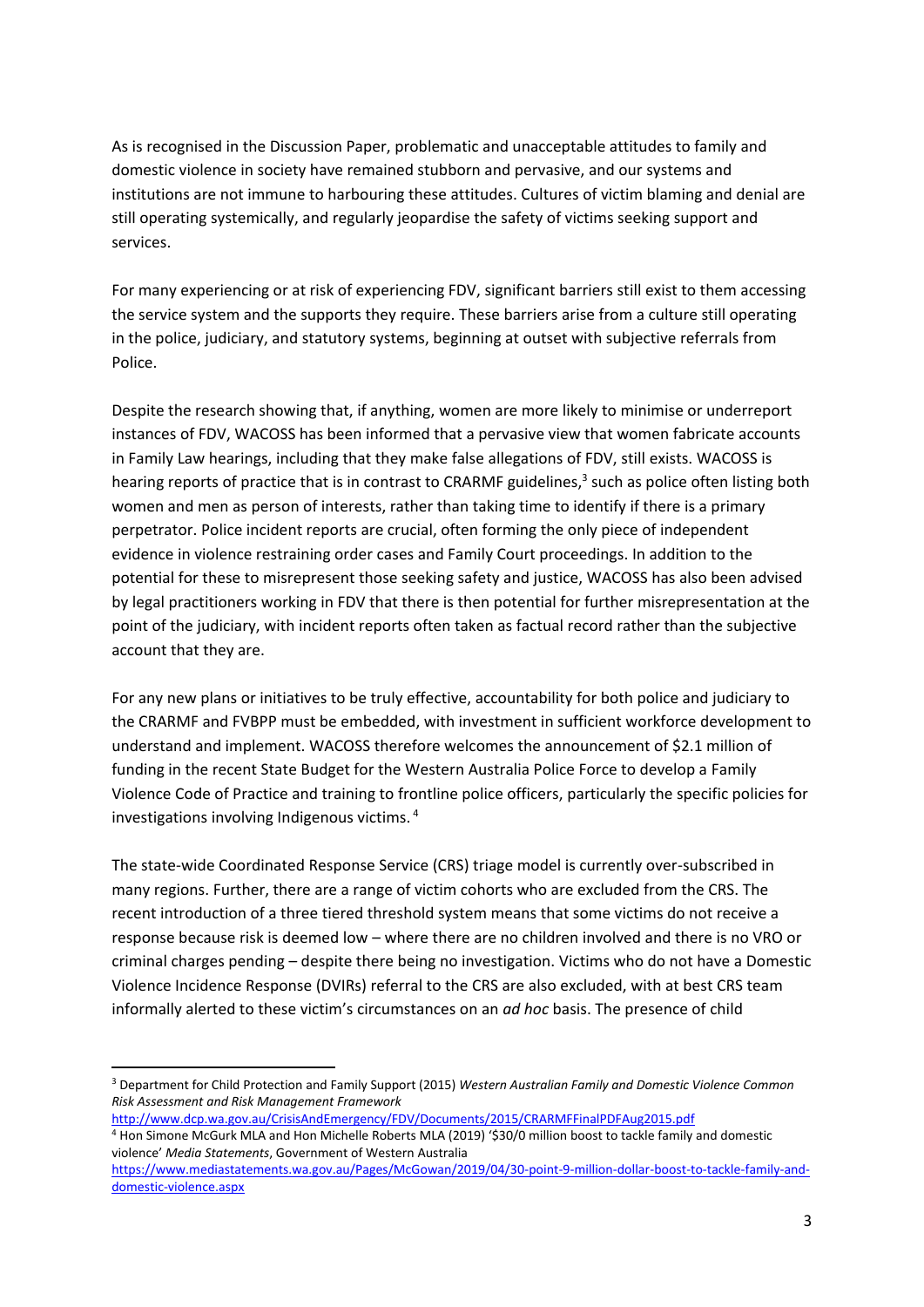As is recognised in the Discussion Paper, problematic and unacceptable attitudes to family and domestic violence in society have remained stubborn and pervasive, and our systems and institutions are not immune to harbouring these attitudes. Cultures of victim blaming and denial are still operating systemically, and regularly jeopardise the safety of victims seeking support and services.

For many experiencing or at risk of experiencing FDV, significant barriers still exist to them accessing the service system and the supports they require. These barriers arise from a culture still operating in the police, judiciary, and statutory systems, beginning at outset with subjective referrals from Police.

Despite the research showing that, if anything, women are more likely to minimise or underreport instances of FDV, WACOSS has been informed that a pervasive view that women fabricate accounts in Family Law hearings, including that they make false allegations of FDV, still exists. WACOSS is hearing reports of practice that is in contrast to CRARMF guidelines,[3] such as police often listing both women and men as person of interests, rather than taking time to identify if there is a primary perpetrator. Police incident reports are crucial, often forming the only piece of independent evidence in violence restraining order cases and Family Court proceedings. In addition to the potential for these to misrepresent those seeking safety and justice, WACOSS has also been advised by legal practitioners working in FDV that there is then potential for further misrepresentation at the point of the judiciary, with incident reports often taken as factual record rather than the subjective account that they are.

For any new plans or initiatives to be truly effective, accountability for both police and judiciary to the CRARMF and FVBPP must be embedded, with investment in sufficient workforce development to understand and implement. WACOSS therefore welcomes the announcement of $2.1 million of funding in the recent State Budget for the Western Australia Police Force to develop a Family Violence Code of Practice and training to frontline police officers, particularly the specific policies for investigations involving Indigenous victims. [4]

The state-wide Coordinated Response Service (CRS) triage model is currently over-subscribed in many regions. Further, there are a range of victim cohorts who are excluded from the CRS. The recent introduction of a three tiered threshold system means that some victims do not receive a response because risk is deemed low – where there are no children involved and there is no VRO or criminal charges pending – despite there being no investigation. Victims who do not have a Domestic Violence Incidence Response (DVIRs) referral to the CRS are also excluded, with at best CRS team informally alerted to these victim's circumstances on an *ad hoc* basis. The presence of child

---

[3] Department for Child Protection and Family Support (2015) *Western Australian Family and Domestic Violence Common Risk Assessment and Risk Management Framework* http://www.dcp.wa.gov.au/CrisisAndEmergency/FDV/Documents/2015/CRARMFFinalPDFAug2015.pdf

[4] Hon Simone McGurk MLA and Hon Michelle Roberts MLA (2019) '$30/0 million boost to tackle family and domestic violence' *Media Statements*, Government of Western Australia https://www.mediastatements.wa.gov.au/Pages/McGowan/2019/04/30-point-9-million-dollar-boost-to-tackle-family-and-domestic-violence.aspx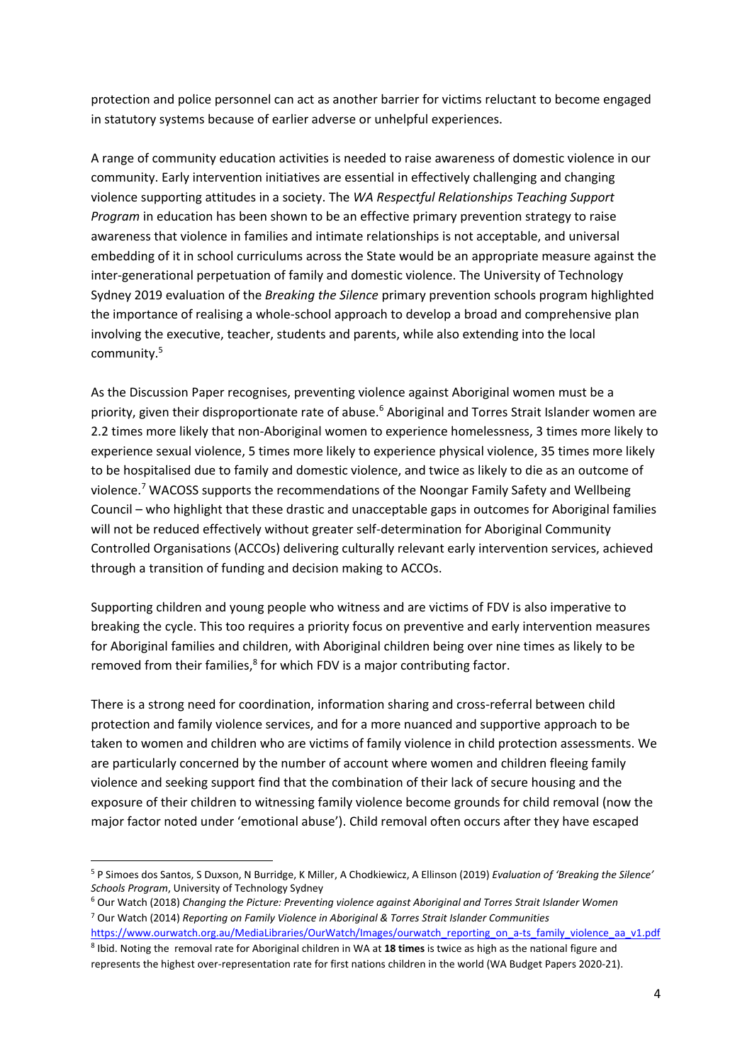protection and police personnel can act as another barrier for victims reluctant to become engaged in statutory systems because of earlier adverse or unhelpful experiences.

A range of community education activities is needed to raise awareness of domestic violence in our community. Early intervention initiatives are essential in effectively challenging and changing violence supporting attitudes in a society. The *WA Respectful Relationships Teaching Support Program* in education has been shown to be an effective primary prevention strategy to raise awareness that violence in families and intimate relationships is not acceptable, and universal embedding of it in school curriculums across the State would be an appropriate measure against the inter-generational perpetuation of family and domestic violence. The University of Technology Sydney 2019 evaluation of the *Breaking the Silence* primary prevention schools program highlighted the importance of realising a whole-school approach to develop a broad and comprehensive plan involving the executive, teacher, students and parents, while also extending into the local community.[5]

As the Discussion Paper recognises, preventing violence against Aboriginal women must be a priority, given their disproportionate rate of abuse.[6] Aboriginal and Torres Strait Islander women are 2.2 times more likely that non-Aboriginal women to experience homelessness, 3 times more likely to experience sexual violence, 5 times more likely to experience physical violence, 35 times more likely to be hospitalised due to family and domestic violence, and twice as likely to die as an outcome of violence.[7] WACOSS supports the recommendations of the Noongar Family Safety and Wellbeing Council – who highlight that these drastic and unacceptable gaps in outcomes for Aboriginal families will not be reduced effectively without greater self-determination for Aboriginal Community Controlled Organisations (ACCOs) delivering culturally relevant early intervention services, achieved through a transition of funding and decision making to ACCOs.

Supporting children and young people who witness and are victims of FDV is also imperative to breaking the cycle. This too requires a priority focus on preventive and early intervention measures for Aboriginal families and children, with Aboriginal children being over nine times as likely to be removed from their families,[8] for which FDV is a major contributing factor.

There is a strong need for coordination, information sharing and cross-referral between child protection and family violence services, and for a more nuanced and supportive approach to be taken to women and children who are victims of family violence in child protection assessments. We are particularly concerned by the number of account where women and children fleeing family violence and seeking support find that the combination of their lack of secure housing and the exposure of their children to witnessing family violence become grounds for child removal (now the major factor noted under 'emotional abuse'). Child removal often occurs after they have escaped

---

[5] P Simoes dos Santos, S Duxson, N Burridge, K Miller, A Chodkiewicz, A Ellinson (2019) *Evaluation of 'Breaking the Silence' Schools Program*, University of Technology Sydney

[6] Our Watch (2018) *Changing the Picture: Preventing violence against Aboriginal and Torres Strait Islander Women*

[7] Our Watch (2014) *Reporting on Family Violence in Aboriginal & Torres Strait Islander Communities* https://www.ourwatch.org.au/MediaLibraries/OurWatch/Images/ourwatch_reporting_on_a-ts_family_violence_aa_v1.pdf

[8] Ibid. Noting the removal rate for Aboriginal children in WA at **18 times** is twice as high as the national figure and represents the highest over-representation rate for first nations children in the world (WA Budget Papers 2020-21).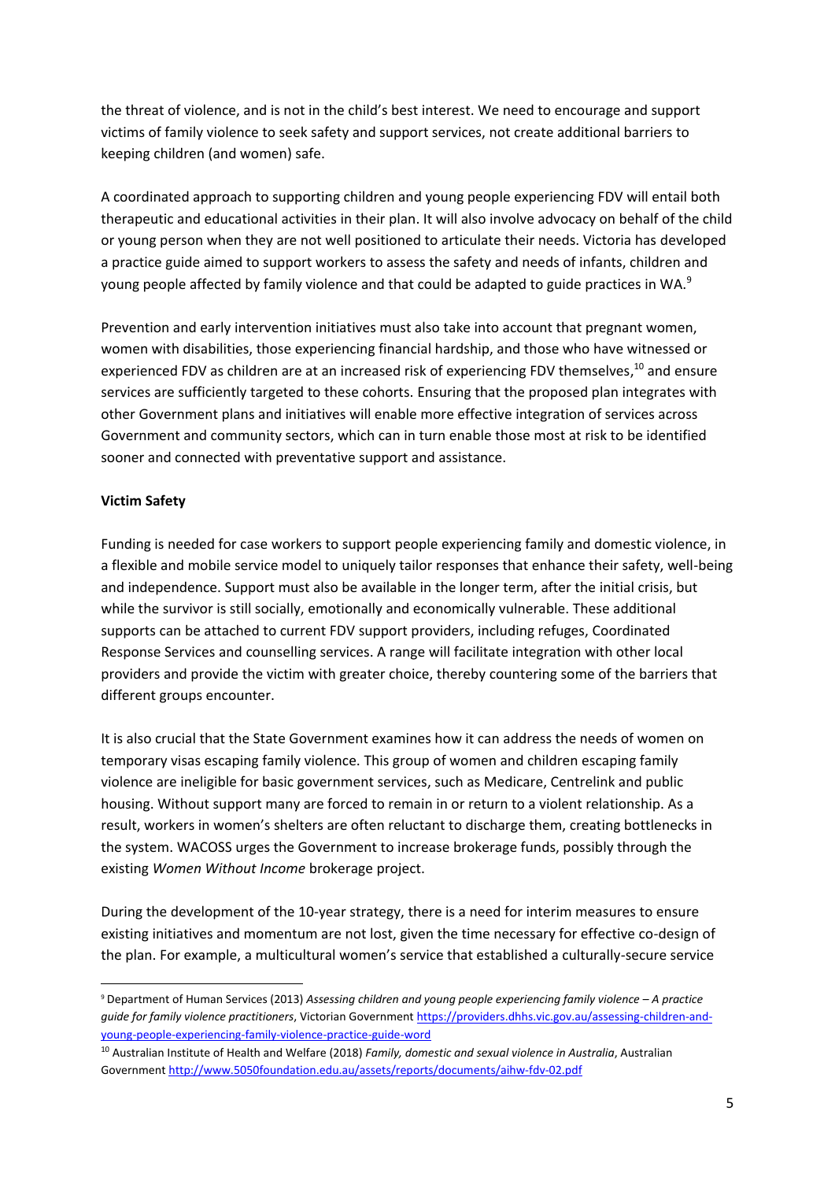the threat of violence, and is not in the child's best interest. We need to encourage and support victims of family violence to seek safety and support services, not create additional barriers to keeping children (and women) safe.

A coordinated approach to supporting children and young people experiencing FDV will entail both therapeutic and educational activities in their plan. It will also involve advocacy on behalf of the child or young person when they are not well positioned to articulate their needs. Victoria has developed a practice guide aimed to support workers to assess the safety and needs of infants, children and young people affected by family violence and that could be adapted to guide practices in WA.[9]

Prevention and early intervention initiatives must also take into account that pregnant women, women with disabilities, those experiencing financial hardship, and those who have witnessed or experienced FDV as children are at an increased risk of experiencing FDV themselves,[10] and ensure services are sufficiently targeted to these cohorts. Ensuring that the proposed plan integrates with other Government plans and initiatives will enable more effective integration of services across Government and community sectors, which can in turn enable those most at risk to be identified sooner and connected with preventative support and assistance.

**Victim Safety**

Funding is needed for case workers to support people experiencing family and domestic violence, in a flexible and mobile service model to uniquely tailor responses that enhance their safety, well-being and independence. Support must also be available in the longer term, after the initial crisis, but while the survivor is still socially, emotionally and economically vulnerable. These additional supports can be attached to current FDV support providers, including refuges, Coordinated Response Services and counselling services. A range will facilitate integration with other local providers and provide the victim with greater choice, thereby countering some of the barriers that different groups encounter.

It is also crucial that the State Government examines how it can address the needs of women on temporary visas escaping family violence. This group of women and children escaping family violence are ineligible for basic government services, such as Medicare, Centrelink and public housing. Without support many are forced to remain in or return to a violent relationship. As a result, workers in women's shelters are often reluctant to discharge them, creating bottlenecks in the system. WACOSS urges the Government to increase brokerage funds, possibly through the existing *Women Without Income* brokerage project.

During the development of the 10-year strategy, there is a need for interim measures to ensure existing initiatives and momentum are not lost, given the time necessary for effective co-design of the plan. For example, a multicultural women's service that established a culturally-secure service

---

[9] Department of Human Services (2013) *Assessing children and young people experiencing family violence – A practice guide for family violence practitioners*, Victorian Government https://providers.dhhs.vic.gov.au/assessing-children-and-young-people-experiencing-family-violence-practice-guide-word

[10] Australian Institute of Health and Welfare (2018) *Family, domestic and sexual violence in Australia*, Australian Government http://www.5050foundation.edu.au/assets/reports/documents/aihw-fdv-02.pdf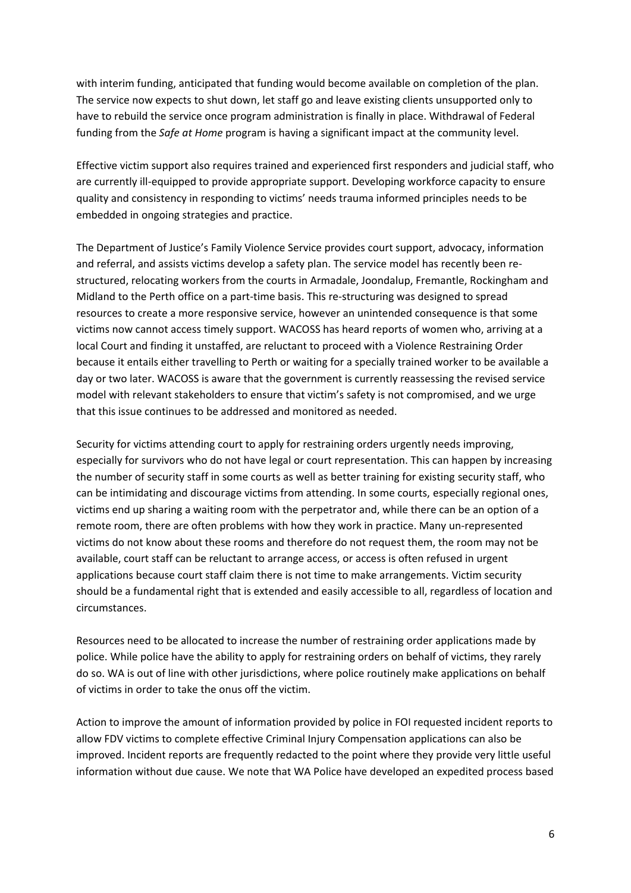with interim funding, anticipated that funding would become available on completion of the plan. The service now expects to shut down, let staff go and leave existing clients unsupported only to have to rebuild the service once program administration is finally in place. Withdrawal of Federal funding from the *Safe at Home* program is having a significant impact at the community level.

Effective victim support also requires trained and experienced first responders and judicial staff, who are currently ill-equipped to provide appropriate support. Developing workforce capacity to ensure quality and consistency in responding to victims' needs trauma informed principles needs to be embedded in ongoing strategies and practice.

The Department of Justice's Family Violence Service provides court support, advocacy, information and referral, and assists victims develop a safety plan. The service model has recently been re-structured, relocating workers from the courts in Armadale, Joondalup, Fremantle, Rockingham and Midland to the Perth office on a part-time basis. This re-structuring was designed to spread resources to create a more responsive service, however an unintended consequence is that some victims now cannot access timely support. WACOSS has heard reports of women who, arriving at a local Court and finding it unstaffed, are reluctant to proceed with a Violence Restraining Order because it entails either travelling to Perth or waiting for a specially trained worker to be available a day or two later. WACOSS is aware that the government is currently reassessing the revised service model with relevant stakeholders to ensure that victim's safety is not compromised, and we urge that this issue continues to be addressed and monitored as needed.

Security for victims attending court to apply for restraining orders urgently needs improving, especially for survivors who do not have legal or court representation. This can happen by increasing the number of security staff in some courts as well as better training for existing security staff, who can be intimidating and discourage victims from attending. In some courts, especially regional ones, victims end up sharing a waiting room with the perpetrator and, while there can be an option of a remote room, there are often problems with how they work in practice. Many un-represented victims do not know about these rooms and therefore do not request them, the room may not be available, court staff can be reluctant to arrange access, or access is often refused in urgent applications because court staff claim there is not time to make arrangements. Victim security should be a fundamental right that is extended and easily accessible to all, regardless of location and circumstances.

Resources need to be allocated to increase the number of restraining order applications made by police. While police have the ability to apply for restraining orders on behalf of victims, they rarely do so. WA is out of line with other jurisdictions, where police routinely make applications on behalf of victims in order to take the onus off the victim.

Action to improve the amount of information provided by police in FOI requested incident reports to allow FDV victims to complete effective Criminal Injury Compensation applications can also be improved. Incident reports are frequently redacted to the point where they provide very little useful information without due cause. We note that WA Police have developed an expedited process based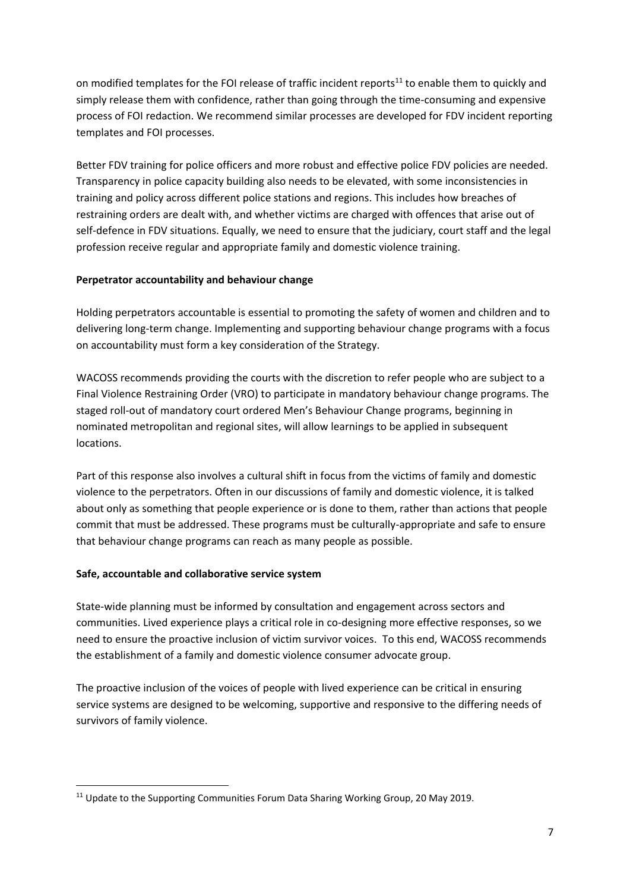on modified templates for the FOI release of traffic incident reports[11] to enable them to quickly and simply release them with confidence, rather than going through the time-consuming and expensive process of FOI redaction. We recommend similar processes are developed for FDV incident reporting templates and FOI processes.

Better FDV training for police officers and more robust and effective police FDV policies are needed. Transparency in police capacity building also needs to be elevated, with some inconsistencies in training and policy across different police stations and regions. This includes how breaches of restraining orders are dealt with, and whether victims are charged with offences that arise out of self-defence in FDV situations. Equally, we need to ensure that the judiciary, court staff and the legal profession receive regular and appropriate family and domestic violence training.

**Perpetrator accountability and behaviour change**

Holding perpetrators accountable is essential to promoting the safety of women and children and to delivering long-term change. Implementing and supporting behaviour change programs with a focus on accountability must form a key consideration of the Strategy.

WACOSS recommends providing the courts with the discretion to refer people who are subject to a Final Violence Restraining Order (VRO) to participate in mandatory behaviour change programs. The staged roll-out of mandatory court ordered Men's Behaviour Change programs, beginning in nominated metropolitan and regional sites, will allow learnings to be applied in subsequent locations.

Part of this response also involves a cultural shift in focus from the victims of family and domestic violence to the perpetrators. Often in our discussions of family and domestic violence, it is talked about only as something that people experience or is done to them, rather than actions that people commit that must be addressed. These programs must be culturally-appropriate and safe to ensure that behaviour change programs can reach as many people as possible.

**Safe, accountable and collaborative service system**

State-wide planning must be informed by consultation and engagement across sectors and communities. Lived experience plays a critical role in co-designing more effective responses, so we need to ensure the proactive inclusion of victim survivor voices. To this end, WACOSS recommends the establishment of a family and domestic violence consumer advocate group.

The proactive inclusion of the voices of people with lived experience can be critical in ensuring service systems are designed to be welcoming, supportive and responsive to the differing needs of survivors of family violence.

---

[11] Update to the Supporting Communities Forum Data Sharing Working Group, 20 May 2019.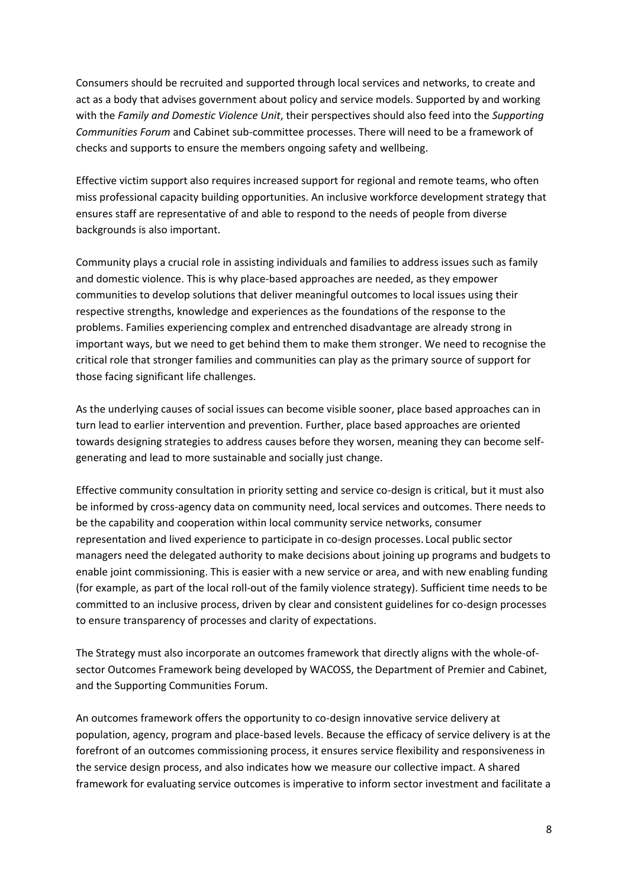Consumers should be recruited and supported through local services and networks, to create and act as a body that advises government about policy and service models. Supported by and working with the *Family and Domestic Violence Unit*, their perspectives should also feed into the *Supporting Communities Forum* and Cabinet sub-committee processes. There will need to be a framework of checks and supports to ensure the members ongoing safety and wellbeing.

Effective victim support also requires increased support for regional and remote teams, who often miss professional capacity building opportunities. An inclusive workforce development strategy that ensures staff are representative of and able to respond to the needs of people from diverse backgrounds is also important.

Community plays a crucial role in assisting individuals and families to address issues such as family and domestic violence. This is why place-based approaches are needed, as they empower communities to develop solutions that deliver meaningful outcomes to local issues using their respective strengths, knowledge and experiences as the foundations of the response to the problems. Families experiencing complex and entrenched disadvantage are already strong in important ways, but we need to get behind them to make them stronger. We need to recognise the critical role that stronger families and communities can play as the primary source of support for those facing significant life challenges.

As the underlying causes of social issues can become visible sooner, place based approaches can in turn lead to earlier intervention and prevention. Further, place based approaches are oriented towards designing strategies to address causes before they worsen, meaning they can become self-generating and lead to more sustainable and socially just change.

Effective community consultation in priority setting and service co-design is critical, but it must also be informed by cross-agency data on community need, local services and outcomes. There needs to be the capability and cooperation within local community service networks, consumer representation and lived experience to participate in co-design processes. Local public sector managers need the delegated authority to make decisions about joining up programs and budgets to enable joint commissioning. This is easier with a new service or area, and with new enabling funding (for example, as part of the local roll-out of the family violence strategy). Sufficient time needs to be committed to an inclusive process, driven by clear and consistent guidelines for co-design processes to ensure transparency of processes and clarity of expectations.

The Strategy must also incorporate an outcomes framework that directly aligns with the whole-of-sector Outcomes Framework being developed by WACOSS, the Department of Premier and Cabinet, and the Supporting Communities Forum.

An outcomes framework offers the opportunity to co-design innovative service delivery at population, agency, program and place-based levels. Because the efficacy of service delivery is at the forefront of an outcomes commissioning process, it ensures service flexibility and responsiveness in the service design process, and also indicates how we measure our collective impact. A shared framework for evaluating service outcomes is imperative to inform sector investment and facilitate a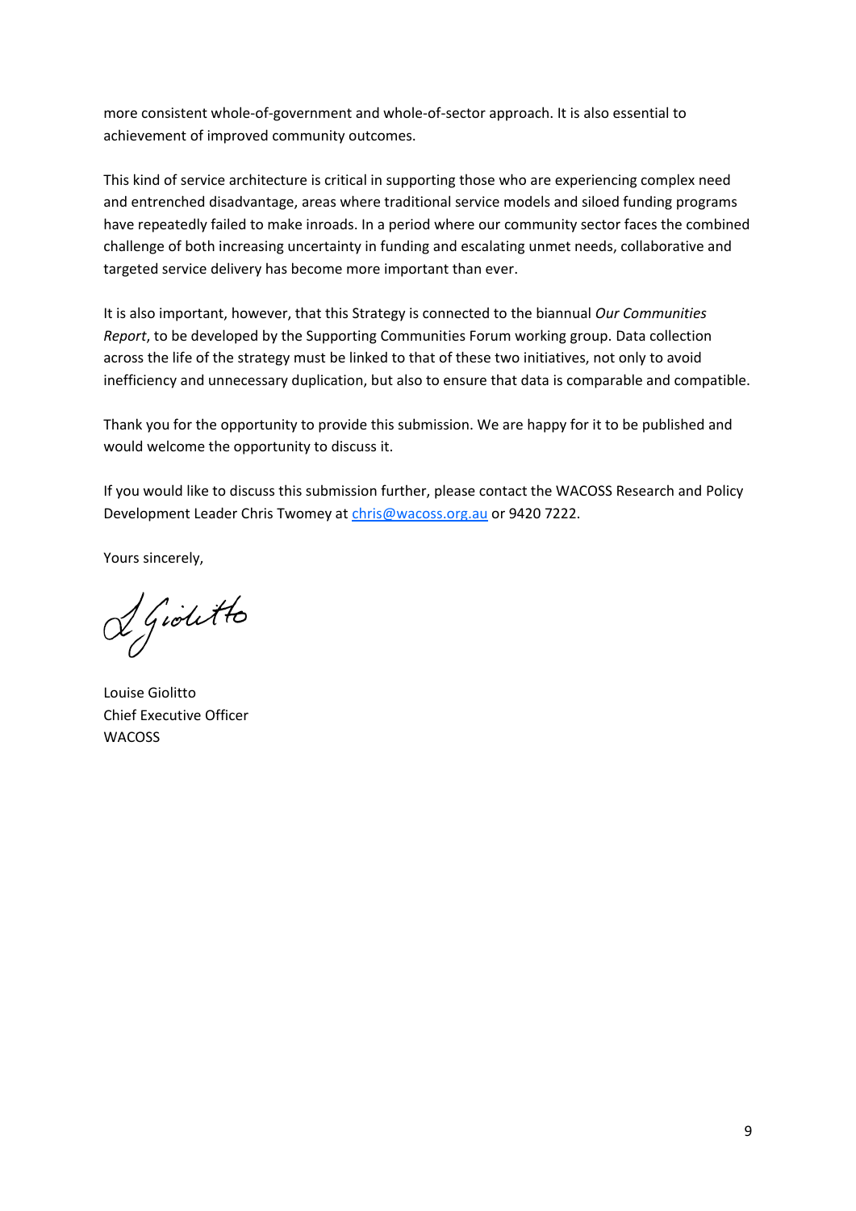more consistent whole-of-government and whole-of-sector approach. It is also essential to achievement of improved community outcomes.

This kind of service architecture is critical in supporting those who are experiencing complex need and entrenched disadvantage, areas where traditional service models and siloed funding programs have repeatedly failed to make inroads. In a period where our community sector faces the combined challenge of both increasing uncertainty in funding and escalating unmet needs, collaborative and targeted service delivery has become more important than ever.

It is also important, however, that this Strategy is connected to the biannual *Our Communities Report*, to be developed by the Supporting Communities Forum working group. Data collection across the life of the strategy must be linked to that of these two initiatives, not only to avoid inefficiency and unnecessary duplication, but also to ensure that data is comparable and compatible.

Thank you for the opportunity to provide this submission. We are happy for it to be published and would welcome the opportunity to discuss it.

If you would like to discuss this submission further, please contact the WACOSS Research and Policy Development Leader Chris Twomey at chris@wacoss.org.au or 9420 7222.

Yours sincerely,

Louise Giolitto
Chief Executive Officer
WACOSS